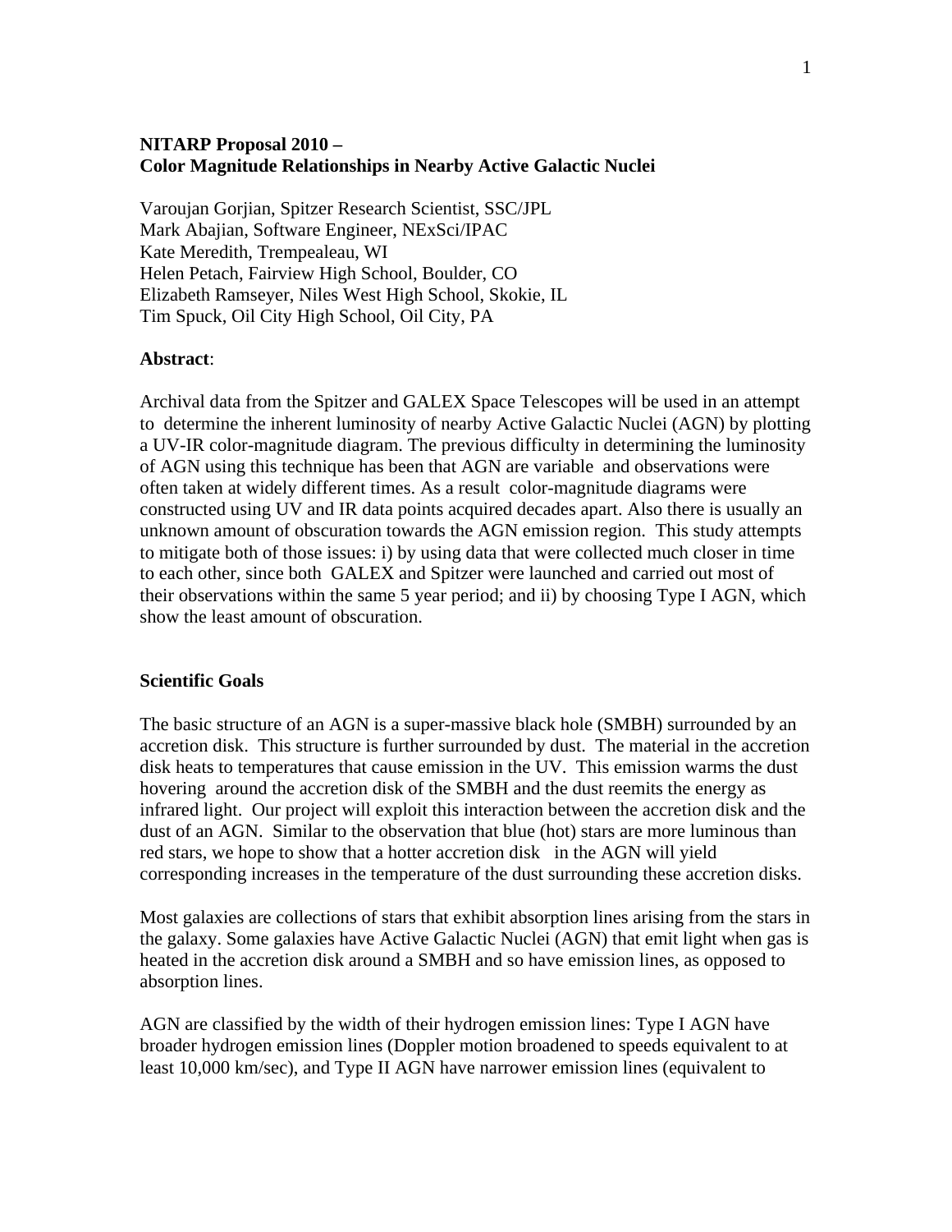**NITARP Proposal 2010 –**
**Color Magnitude Relationships in Nearby Active Galactic Nuclei**

Varoujan Gorjian, Spitzer Research Scientist, SSC/JPL
Mark Abajian, Software Engineer, NExSci/IPAC
Kate Meredith, Trempealeau, WI
Helen Petach, Fairview High School, Boulder, CO
Elizabeth Ramseyer, Niles West High School, Skokie, IL
Tim Spuck, Oil City High School, Oil City, PA

**Abstract**:

Archival data from the Spitzer and GALEX Space Telescopes will be used in an attempt to determine the inherent luminosity of nearby Active Galactic Nuclei (AGN) by plotting a UV-IR color-magnitude diagram. The previous difficulty in determining the luminosity of AGN using this technique has been that AGN are variable and observations were often taken at widely different times. As a result color-magnitude diagrams were constructed using UV and IR data points acquired decades apart. Also there is usually an unknown amount of obscuration towards the AGN emission region. This study attempts to mitigate both of those issues: i) by using data that were collected much closer in time to each other, since both GALEX and Spitzer were launched and carried out most of their observations within the same 5 year period; and ii) by choosing Type I AGN, which show the least amount of obscuration.

**Scientific Goals**

The basic structure of an AGN is a super-massive black hole (SMBH) surrounded by an accretion disk. This structure is further surrounded by dust. The material in the accretion disk heats to temperatures that cause emission in the UV. This emission warms the dust hovering around the accretion disk of the SMBH and the dust reemits the energy as infrared light. Our project will exploit this interaction between the accretion disk and the dust of an AGN. Similar to the observation that blue (hot) stars are more luminous than red stars, we hope to show that a hotter accretion disk in the AGN will yield corresponding increases in the temperature of the dust surrounding these accretion disks.

Most galaxies are collections of stars that exhibit absorption lines arising from the stars in the galaxy. Some galaxies have Active Galactic Nuclei (AGN) that emit light when gas is heated in the accretion disk around a SMBH and so have emission lines, as opposed to absorption lines.

AGN are classified by the width of their hydrogen emission lines: Type I AGN have broader hydrogen emission lines (Doppler motion broadened to speeds equivalent to at least 10,000 km/sec), and Type II AGN have narrower emission lines (equivalent to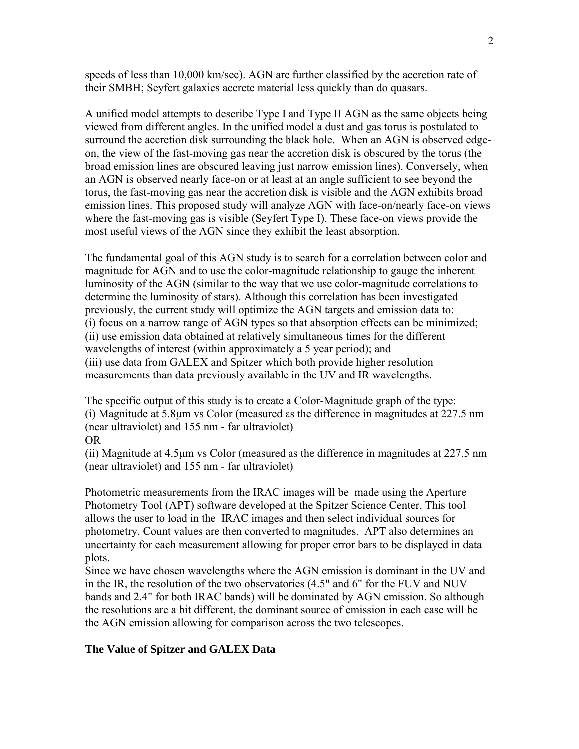speeds of less than 10,000 km/sec). AGN are further classified by the accretion rate of their SMBH; Seyfert galaxies accrete material less quickly than do quasars.

A unified model attempts to describe Type I and Type II AGN as the same objects being viewed from different angles. In the unified model a dust and gas torus is postulated to surround the accretion disk surrounding the black hole. When an AGN is observed edge-on, the view of the fast-moving gas near the accretion disk is obscured by the torus (the broad emission lines are obscured leaving just narrow emission lines). Conversely, when an AGN is observed nearly face-on or at least at an angle sufficient to see beyond the torus, the fast-moving gas near the accretion disk is visible and the AGN exhibits broad emission lines. This proposed study will analyze AGN with face-on/nearly face-on views where the fast-moving gas is visible (Seyfert Type I). These face-on views provide the most useful views of the AGN since they exhibit the least absorption.

The fundamental goal of this AGN study is to search for a correlation between color and magnitude for AGN and to use the color-magnitude relationship to gauge the inherent luminosity of the AGN (similar to the way that we use color-magnitude correlations to determine the luminosity of stars). Although this correlation has been investigated previously, the current study will optimize the AGN targets and emission data to:
(i) focus on a narrow range of AGN types so that absorption effects can be minimized;
(ii) use emission data obtained at relatively simultaneous times for the different wavelengths of interest (within approximately a 5 year period); and
(iii) use data from GALEX and Spitzer which both provide higher resolution measurements than data previously available in the UV and IR wavelengths.

The specific output of this study is to create a Color-Magnitude graph of the type:
(i) Magnitude at 5.8µm vs Color (measured as the difference in magnitudes at 227.5 nm (near ultraviolet) and 155 nm - far ultraviolet)
OR
(ii) Magnitude at 4.5µm vs Color (measured as the difference in magnitudes at 227.5 nm (near ultraviolet) and 155 nm - far ultraviolet)

Photometric measurements from the IRAC images will be made using the Aperture Photometry Tool (APT) software developed at the Spitzer Science Center. This tool allows the user to load in the IRAC images and then select individual sources for photometry. Count values are then converted to magnitudes. APT also determines an uncertainty for each measurement allowing for proper error bars to be displayed in data plots.
Since we have chosen wavelengths where the AGN emission is dominant in the UV and in the IR, the resolution of the two observatories (4.5" and 6" for the FUV and NUV bands and 2.4" for both IRAC bands) will be dominated by AGN emission. So although the resolutions are a bit different, the dominant source of emission in each case will be the AGN emission allowing for comparison across the two telescopes.

**The Value of Spitzer and GALEX Data**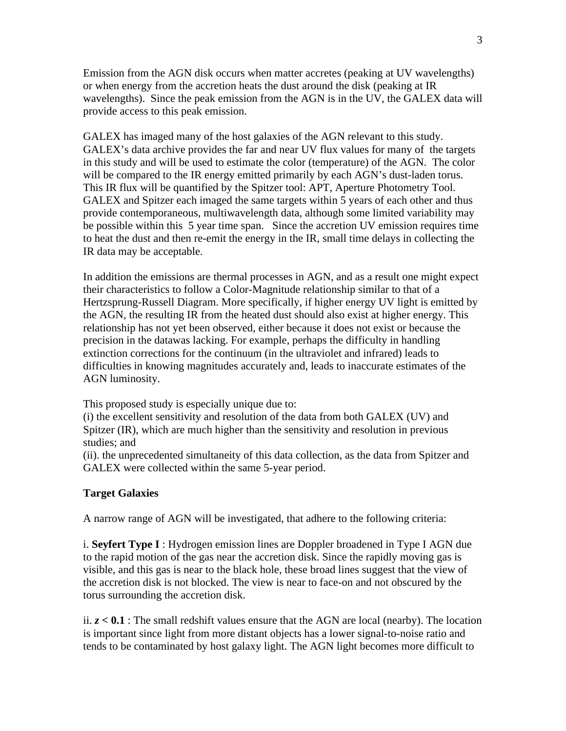Emission from the AGN disk occurs when matter accretes (peaking at UV wavelengths) or when energy from the accretion heats the dust around the disk (peaking at IR wavelengths). Since the peak emission from the AGN is in the UV, the GALEX data will provide access to this peak emission.

GALEX has imaged many of the host galaxies of the AGN relevant to this study. GALEX's data archive provides the far and near UV flux values for many of the targets in this study and will be used to estimate the color (temperature) of the AGN. The color will be compared to the IR energy emitted primarily by each AGN's dust-laden torus. This IR flux will be quantified by the Spitzer tool: APT, Aperture Photometry Tool. GALEX and Spitzer each imaged the same targets within 5 years of each other and thus provide contemporaneous, multiwavelength data, although some limited variability may be possible within this 5 year time span. Since the accretion UV emission requires time to heat the dust and then re-emit the energy in the IR, small time delays in collecting the IR data may be acceptable.

In addition the emissions are thermal processes in AGN, and as a result one might expect their characteristics to follow a Color-Magnitude relationship similar to that of a Hertzsprung-Russell Diagram. More specifically, if higher energy UV light is emitted by the AGN, the resulting IR from the heated dust should also exist at higher energy. This relationship has not yet been observed, either because it does not exist or because the precision in the datawas lacking. For example, perhaps the difficulty in handling extinction corrections for the continuum (in the ultraviolet and infrared) leads to difficulties in knowing magnitudes accurately and, leads to inaccurate estimates of the AGN luminosity.

This proposed study is especially unique due to:
(i) the excellent sensitivity and resolution of the data from both GALEX (UV) and Spitzer (IR), which are much higher than the sensitivity and resolution in previous studies; and
(ii). the unprecedented simultaneity of this data collection, as the data from Spitzer and GALEX were collected within the same 5-year period.

**Target Galaxies**

A narrow range of AGN will be investigated, that adhere to the following criteria:

i. **Seyfert Type I** : Hydrogen emission lines are Doppler broadened in Type I AGN due to the rapid motion of the gas near the accretion disk. Since the rapidly moving gas is visible, and this gas is near to the black hole, these broad lines suggest that the view of the accretion disk is not blocked. The view is near to face-on and not obscured by the torus surrounding the accretion disk.

ii. ***z* < 0.1** : The small redshift values ensure that the AGN are local (nearby). The location is important since light from more distant objects has a lower signal-to-noise ratio and tends to be contaminated by host galaxy light. The AGN light becomes more difficult to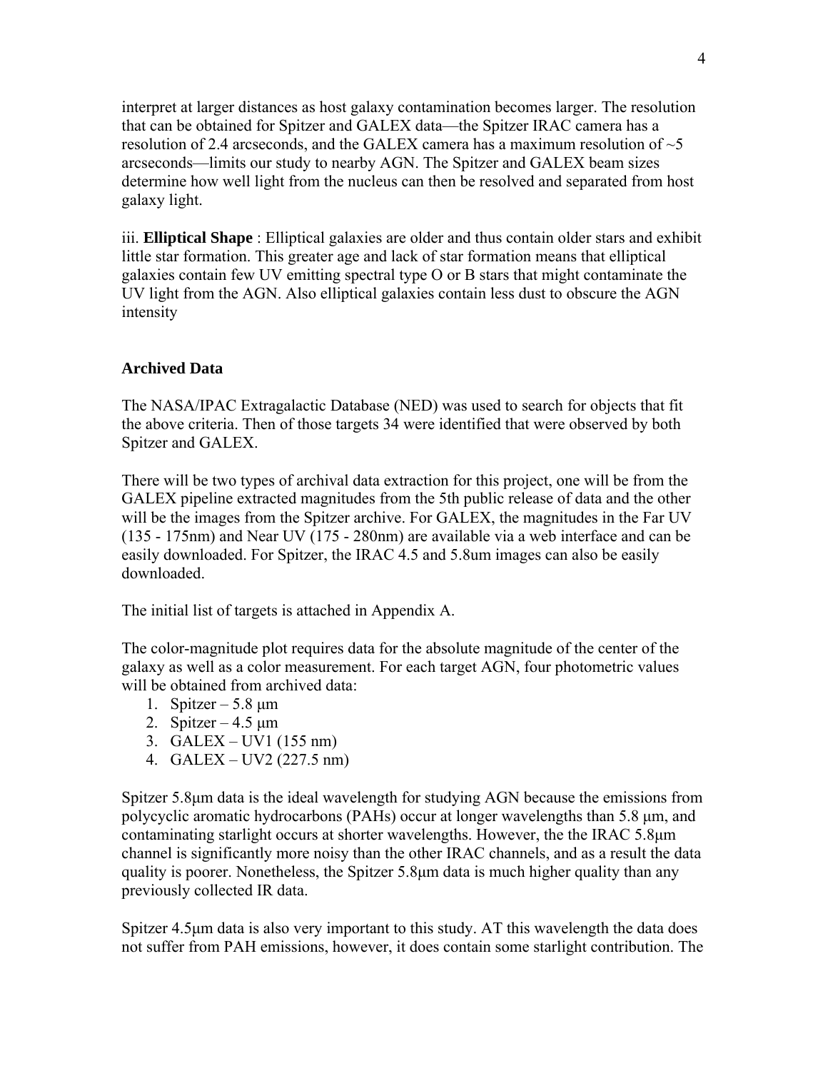interpret at larger distances as host galaxy contamination becomes larger. The resolution that can be obtained for Spitzer and GALEX data—the Spitzer IRAC camera has a resolution of 2.4 arcseconds, and the GALEX camera has a maximum resolution of ~5 arcseconds—limits our study to nearby AGN. The Spitzer and GALEX beam sizes determine how well light from the nucleus can then be resolved and separated from host galaxy light.

iii. **Elliptical Shape** : Elliptical galaxies are older and thus contain older stars and exhibit little star formation. This greater age and lack of star formation means that elliptical galaxies contain few UV emitting spectral type O or B stars that might contaminate the UV light from the AGN. Also elliptical galaxies contain less dust to obscure the AGN intensity

**Archived Data**

The NASA/IPAC Extragalactic Database (NED) was used to search for objects that fit the above criteria. Then of those targets 34 were identified that were observed by both Spitzer and GALEX.

There will be two types of archival data extraction for this project, one will be from the GALEX pipeline extracted magnitudes from the 5th public release of data and the other will be the images from the Spitzer archive. For GALEX, the magnitudes in the Far UV (135 - 175nm) and Near UV (175 - 280nm) are available via a web interface and can be easily downloaded. For Spitzer, the IRAC 4.5 and 5.8um images can also be easily downloaded.

The initial list of targets is attached in Appendix A.

The color-magnitude plot requires data for the absolute magnitude of the center of the galaxy as well as a color measurement. For each target AGN, four photometric values will be obtained from archived data:

1. Spitzer – 5.8 μm
2. Spitzer – 4.5 μm
3. GALEX – UV1 (155 nm)
4. GALEX – UV2 (227.5 nm)

Spitzer 5.8μm data is the ideal wavelength for studying AGN because the emissions from polycyclic aromatic hydrocarbons (PAHs) occur at longer wavelengths than 5.8 μm, and contaminating starlight occurs at shorter wavelengths. However, the the IRAC 5.8μm channel is significantly more noisy than the other IRAC channels, and as a result the data quality is poorer. Nonetheless, the Spitzer 5.8μm data is much higher quality than any previously collected IR data.

Spitzer 4.5μm data is also very important to this study. AT this wavelength the data does not suffer from PAH emissions, however, it does contain some starlight contribution. The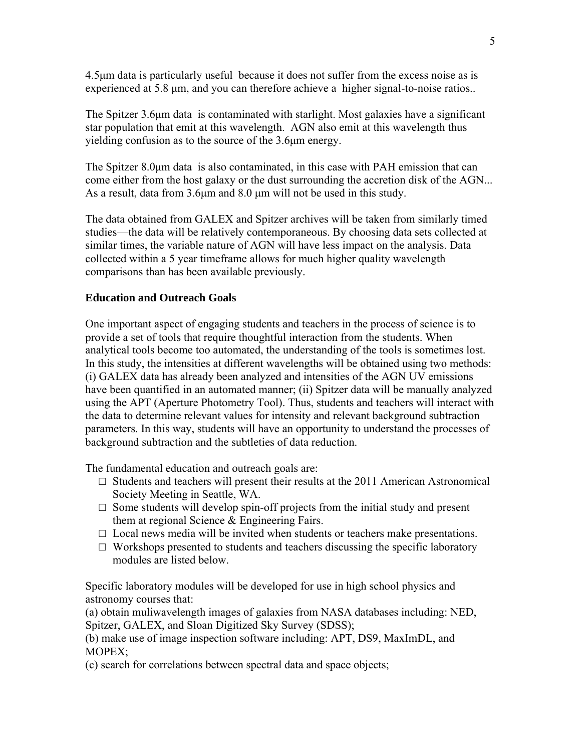4.5μm data is particularly useful because it does not suffer from the excess noise as is experienced at 5.8 μm, and you can therefore achieve a higher signal-to-noise ratios..

The Spitzer 3.6μm data is contaminated with starlight. Most galaxies have a significant star population that emit at this wavelength. AGN also emit at this wavelength thus yielding confusion as to the source of the 3.6μm energy.

The Spitzer 8.0μm data is also contaminated, in this case with PAH emission that can come either from the host galaxy or the dust surrounding the accretion disk of the AGN... As a result, data from 3.6μm and 8.0 μm will not be used in this study.

The data obtained from GALEX and Spitzer archives will be taken from similarly timed studies—the data will be relatively contemporaneous. By choosing data sets collected at similar times, the variable nature of AGN will have less impact on the analysis. Data collected within a 5 year timeframe allows for much higher quality wavelength comparisons than has been available previously.

**Education and Outreach Goals**

One important aspect of engaging students and teachers in the process of science is to provide a set of tools that require thoughtful interaction from the students. When analytical tools become too automated, the understanding of the tools is sometimes lost. In this study, the intensities at different wavelengths will be obtained using two methods: (i) GALEX data has already been analyzed and intensities of the AGN UV emissions have been quantified in an automated manner; (ii) Spitzer data will be manually analyzed using the APT (Aperture Photometry Tool). Thus, students and teachers will interact with the data to determine relevant values for intensity and relevant background subtraction parameters. In this way, students will have an opportunity to understand the processes of background subtraction and the subtleties of data reduction.

The fundamental education and outreach goals are:

- Students and teachers will present their results at the 2011 American Astronomical Society Meeting in Seattle, WA.
- Some students will develop spin-off projects from the initial study and present them at regional Science & Engineering Fairs.
- Local news media will be invited when students or teachers make presentations.
- Workshops presented to students and teachers discussing the specific laboratory modules are listed below.

Specific laboratory modules will be developed for use in high school physics and astronomy courses that:
(a) obtain muliwavelength images of galaxies from NASA databases including: NED, Spitzer, GALEX, and Sloan Digitized Sky Survey (SDSS);
(b) make use of image inspection software including: APT, DS9, MaxImDL, and MOPEX;
(c) search for correlations between spectral data and space objects;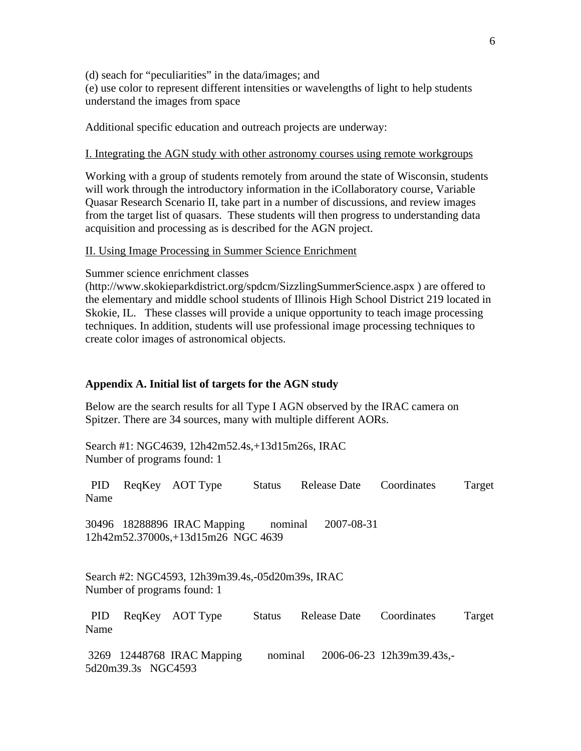(d) seach for "peculiarities" in the data/images; and
(e) use color to represent different intensities or wavelengths of light to help students understand the images from space

Additional specific education and outreach projects are underway:

I. Integrating the AGN study with other astronomy courses using remote workgroups

Working with a group of students remotely from around the state of Wisconsin, students will work through the introductory information in the iCollaboratory course, Variable Quasar Research Scenario II, take part in a number of discussions, and review images from the target list of quasars. These students will then progress to understanding data acquisition and processing as is described for the AGN project.

II. Using Image Processing in Summer Science Enrichment

Summer science enrichment classes (http://www.skokieparkdistrict.org/spdcm/SizzlingSummerScience.aspx ) are offered to the elementary and middle school students of Illinois High School District 219 located in Skokie, IL. These classes will provide a unique opportunity to teach image processing techniques. In addition, students will use professional image processing techniques to create color images of astronomical objects.

**Appendix A. Initial list of targets for the AGN study**

Below are the search results for all Type I AGN observed by the IRAC camera on Spitzer. There are 34 sources, many with multiple different AORs.

Search #1: NGC4639, 12h42m52.4s,+13d15m26s, IRAC
Number of programs found: 1

| PID | ReqKey | AOT Type | Status | Release Date | Coordinates | Target Name |
|---|---|---|---|---|---|---|
| 30496 | 18288896 | IRAC Mapping | nominal | 2007-08-31 | 12h42m52.37000s,+13d15m26 | NGC 4639 |

Search #2: NGC4593, 12h39m39.4s,-05d20m39s, IRAC
Number of programs found: 1

| PID | ReqKey | AOT Type | Status | Release Date | Coordinates | Target Name |
|---|---|---|---|---|---|---|
| 3269 | 12448768 | IRAC Mapping | nominal | 2006-06-23 | 12h39m39.43s,-5d20m39.3s | NGC4593 |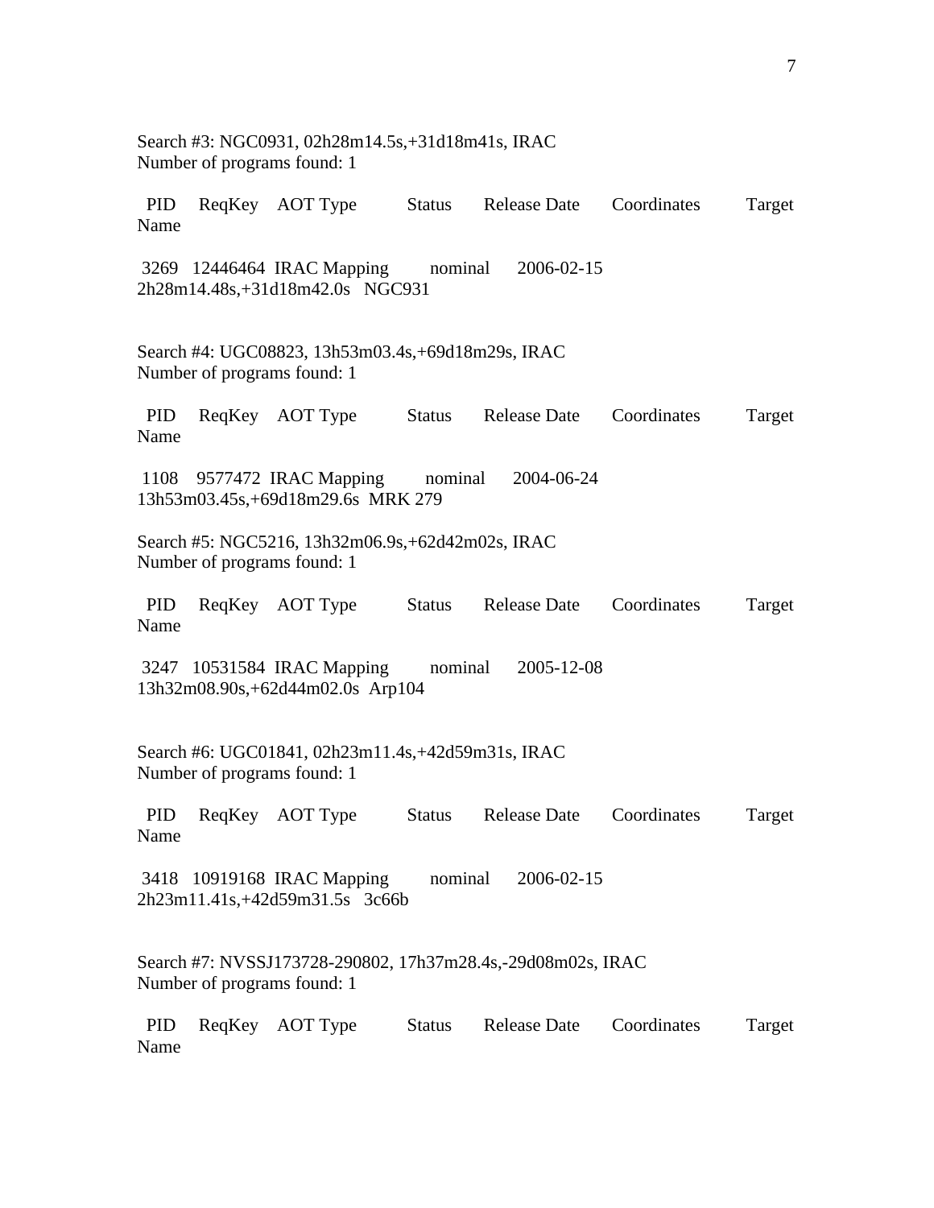Search #3: NGC0931, 02h28m14.5s,+31d18m41s, IRAC
Number of programs found: 1

| PID | ReqKey | AOT Type | Status | Release Date | Coordinates | Target Name |
| --- | --- | --- | --- | --- | --- | --- |
| 3269 | 12446464 | IRAC Mapping | nominal | 2006-02-15 | 2h28m14.48s,+31d18m42.0s | NGC931 |

Search #4: UGC08823, 13h53m03.4s,+69d18m29s, IRAC
Number of programs found: 1

| PID | ReqKey | AOT Type | Status | Release Date | Coordinates | Target Name |
| --- | --- | --- | --- | --- | --- | --- |
| 1108 | 9577472 | IRAC Mapping | nominal | 2004-06-24 | 13h53m03.45s,+69d18m29.6s | MRK 279 |

Search #5: NGC5216, 13h32m06.9s,+62d42m02s, IRAC
Number of programs found: 1

| PID | ReqKey | AOT Type | Status | Release Date | Coordinates | Target Name |
| --- | --- | --- | --- | --- | --- | --- |
| 3247 | 10531584 | IRAC Mapping | nominal | 2005-12-08 | 13h32m08.90s,+62d44m02.0s | Arp104 |

Search #6: UGC01841, 02h23m11.4s,+42d59m31s, IRAC
Number of programs found: 1

| PID | ReqKey | AOT Type | Status | Release Date | Coordinates | Target Name |
| --- | --- | --- | --- | --- | --- | --- |
| 3418 | 10919168 | IRAC Mapping | nominal | 2006-02-15 | 2h23m11.41s,+42d59m31.5s | 3c66b |

Search #7: NVSSJ173728-290802, 17h37m28.4s,-29d08m02s, IRAC
Number of programs found: 1

| PID | ReqKey | AOT Type | Status | Release Date | Coordinates | Target Name |
| --- | --- | --- | --- | --- | --- | --- |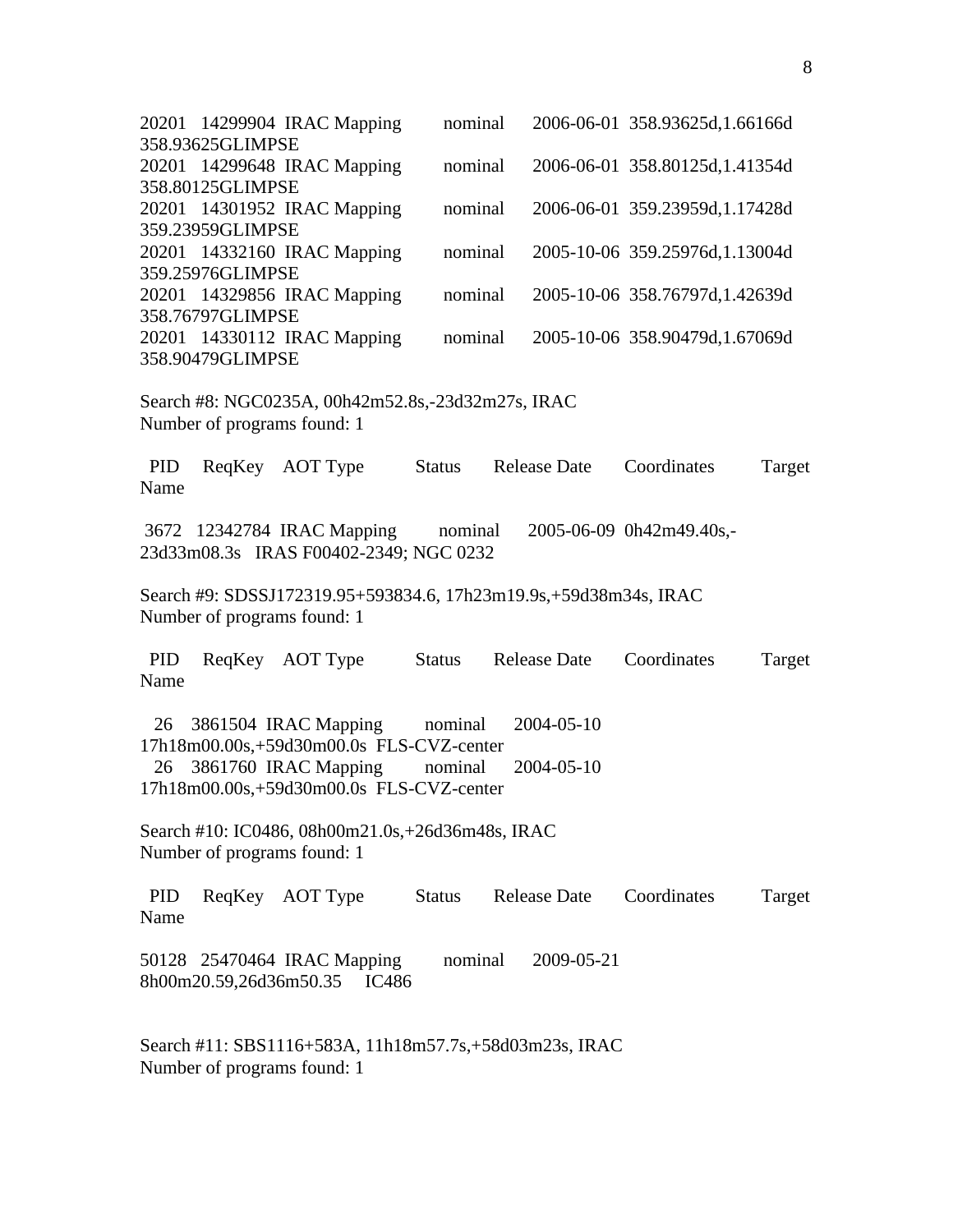20201 14299904 IRAC Mapping nominal 2006-06-01 358.93625d,1.66166d
358.93625GLIMPSE
20201 14299648 IRAC Mapping nominal 2006-06-01 358.80125d,1.41354d
358.80125GLIMPSE
20201 14301952 IRAC Mapping nominal 2006-06-01 359.23959d,1.17428d
359.23959GLIMPSE
20201 14332160 IRAC Mapping nominal 2005-10-06 359.25976d,1.13004d
359.25976GLIMPSE
20201 14329856 IRAC Mapping nominal 2005-10-06 358.76797d,1.42639d
358.76797GLIMPSE
20201 14330112 IRAC Mapping nominal 2005-10-06 358.90479d,1.67069d
358.90479GLIMPSE

Search #8: NGC0235A, 00h42m52.8s,-23d32m27s, IRAC
Number of programs found: 1

PID ReqKey AOT Type Status Release Date Coordinates Target
Name

3672 12342784 IRAC Mapping nominal 2005-06-09 0h42m49.40s,-
23d33m08.3s IRAS F00402-2349; NGC 0232

Search #9: SDSSJ172319.95+593834.6, 17h23m19.9s,+59d38m34s, IRAC
Number of programs found: 1

PID ReqKey AOT Type Status Release Date Coordinates Target
Name

26 3861504 IRAC Mapping nominal 2004-05-10
17h18m00.00s,+59d30m00.0s FLS-CVZ-center
26 3861760 IRAC Mapping nominal 2004-05-10
17h18m00.00s,+59d30m00.0s FLS-CVZ-center

Search #10: IC0486, 08h00m21.0s,+26d36m48s, IRAC
Number of programs found: 1

PID ReqKey AOT Type Status Release Date Coordinates Target
Name

50128 25470464 IRAC Mapping nominal 2009-05-21
8h00m20.59,26d36m50.35 IC486

Search #11: SBS1116+583A, 11h18m57.7s,+58d03m23s, IRAC
Number of programs found: 1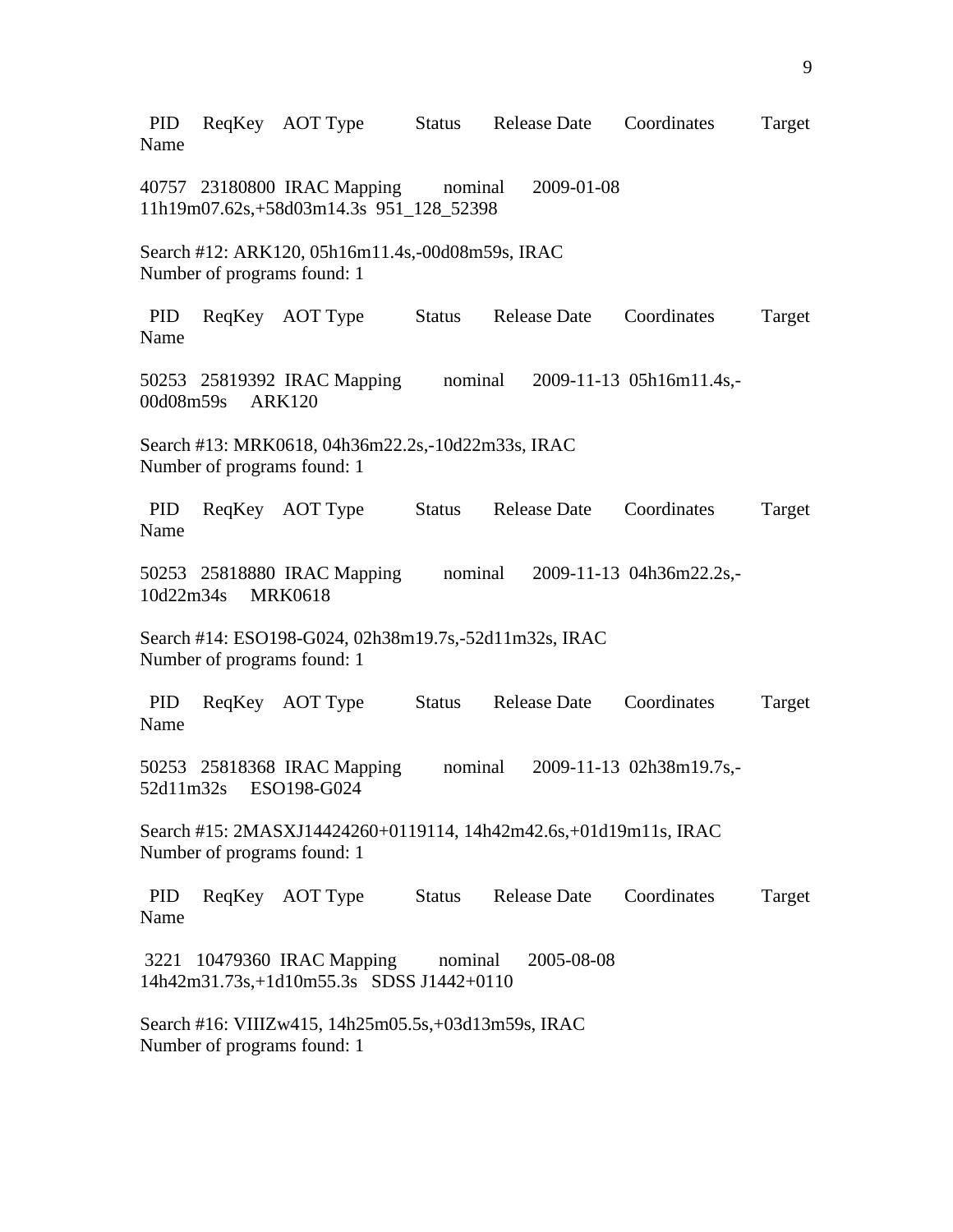PID ReqKey AOT Type Status Release Date Coordinates Target Name

40757 23180800 IRAC Mapping nominal 2009-01-08 11h19m07.62s,+58d03m14.3s 951_128_52398

Search #12: ARK120, 05h16m11.4s,-00d08m59s, IRAC
Number of programs found: 1

PID ReqKey AOT Type Status Release Date Coordinates Target Name

50253 25819392 IRAC Mapping nominal 2009-11-13 05h16m11.4s,-00d08m59s ARK120

Search #13: MRK0618, 04h36m22.2s,-10d22m33s, IRAC
Number of programs found: 1

PID ReqKey AOT Type Status Release Date Coordinates Target Name

50253 25818880 IRAC Mapping nominal 2009-11-13 04h36m22.2s,-10d22m34s MRK0618

Search #14: ESO198-G024, 02h38m19.7s,-52d11m32s, IRAC
Number of programs found: 1

PID ReqKey AOT Type Status Release Date Coordinates Target Name

50253 25818368 IRAC Mapping nominal 2009-11-13 02h38m19.7s,-52d11m32s ESO198-G024

Search #15: 2MASXJ14424260+0119114, 14h42m42.6s,+01d19m11s, IRAC
Number of programs found: 1

PID ReqKey AOT Type Status Release Date Coordinates Target Name

3221 10479360 IRAC Mapping nominal 2005-08-08 14h42m31.73s,+1d10m55.3s SDSS J1442+0110

Search #16: VIIIZw415, 14h25m05.5s,+03d13m59s, IRAC
Number of programs found: 1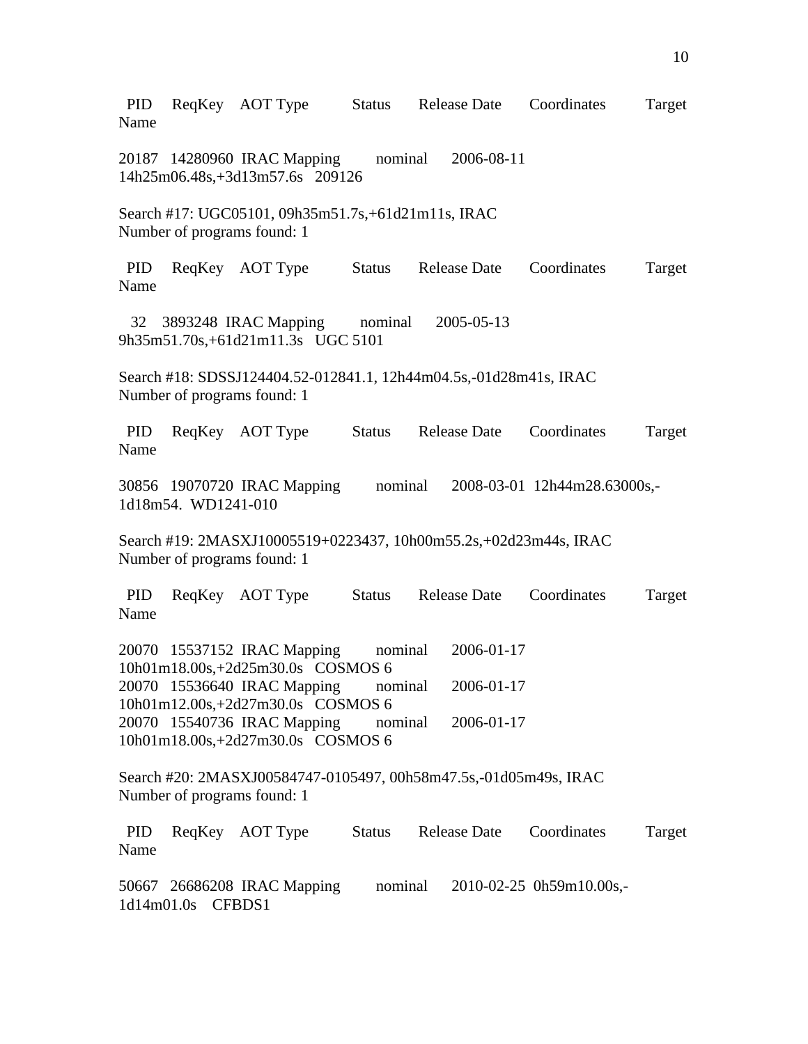PID ReqKey AOT Type Status Release Date Coordinates Target Name

20187 14280960 IRAC Mapping nominal 2006-08-11 14h25m06.48s,+3d13m57.6s 209126

Search #17: UGC05101, 09h35m51.7s,+61d21m11s, IRAC
Number of programs found: 1

PID ReqKey AOT Type Status Release Date Coordinates Target Name

32 3893248 IRAC Mapping nominal 2005-05-13 9h35m51.70s,+61d21m11.3s UGC 5101

Search #18: SDSSJ124404.52-012841.1, 12h44m04.5s,-01d28m41s, IRAC
Number of programs found: 1

PID ReqKey AOT Type Status Release Date Coordinates Target Name

30856 19070720 IRAC Mapping nominal 2008-03-01 12h44m28.63000s,-1d18m54. WD1241-010

Search #19: 2MASXJ10005519+0223437, 10h00m55.2s,+02d23m44s, IRAC
Number of programs found: 1

PID ReqKey AOT Type Status Release Date Coordinates Target Name

20070 15537152 IRAC Mapping nominal 2006-01-17 10h01m18.00s,+2d25m30.0s COSMOS 6
20070 15536640 IRAC Mapping nominal 2006-01-17 10h01m12.00s,+2d27m30.0s COSMOS 6
20070 15540736 IRAC Mapping nominal 2006-01-17 10h01m18.00s,+2d27m30.0s COSMOS 6

Search #20: 2MASXJ00584747-0105497, 00h58m47.5s,-01d05m49s, IRAC
Number of programs found: 1

PID ReqKey AOT Type Status Release Date Coordinates Target Name

50667 26686208 IRAC Mapping nominal 2010-02-25 0h59m10.00s,-1d14m01.0s CFBDS1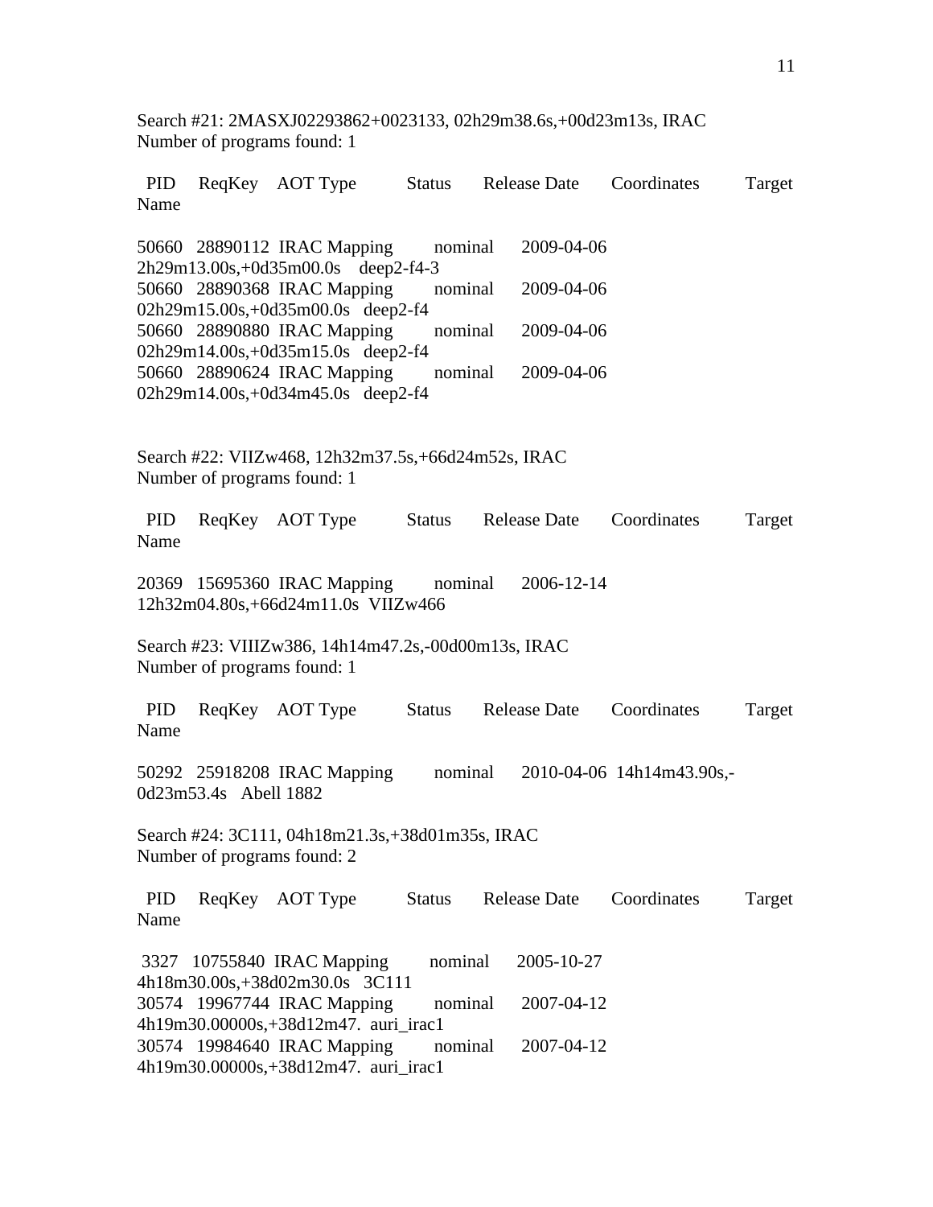Search #21: 2MASXJ02293862+0023133, 02h29m38.6s,+00d23m13s, IRAC
Number of programs found: 1

| PID | ReqKey | AOT Type | Status | Release Date | Coordinates | Target Name |
|---|---|---|---|---|---|---|
| 50660 | 28890112 | IRAC Mapping | nominal | 2009-04-06 | 2h29m13.00s,+0d35m00.0s | deep2-f4-3 |
| 50660 | 28890368 | IRAC Mapping | nominal | 2009-04-06 | 02h29m15.00s,+0d35m00.0s | deep2-f4 |
| 50660 | 28890880 | IRAC Mapping | nominal | 2009-04-06 | 02h29m14.00s,+0d35m15.0s | deep2-f4 |
| 50660 | 28890624 | IRAC Mapping | nominal | 2009-04-06 | 02h29m14.00s,+0d34m45.0s | deep2-f4 |

Search #22: VIIZw468, 12h32m37.5s,+66d24m52s, IRAC
Number of programs found: 1

| PID | ReqKey | AOT Type | Status | Release Date | Coordinates | Target Name |
|---|---|---|---|---|---|---|
| 20369 | 15695360 | IRAC Mapping | nominal | 2006-12-14 | 12h32m04.80s,+66d24m11.0s | VIIZw466 |

Search #23: VIIIZw386, 14h14m47.2s,-00d00m13s, IRAC
Number of programs found: 1

| PID | ReqKey | AOT Type | Status | Release Date | Coordinates | Target Name |
|---|---|---|---|---|---|---|
| 50292 | 25918208 | IRAC Mapping | nominal | 2010-04-06 | 14h14m43.90s,-0d23m53.4s | Abell 1882 |

Search #24: 3C111, 04h18m21.3s,+38d01m35s, IRAC
Number of programs found: 2

| PID | ReqKey | AOT Type | Status | Release Date | Coordinates | Target Name |
|---|---|---|---|---|---|---|
| 3327 | 10755840 | IRAC Mapping | nominal | 2005-10-27 | 4h18m30.00s,+38d02m30.0s | 3C111 |
| 30574 | 19967744 | IRAC Mapping | nominal | 2007-04-12 | 4h19m30.00000s,+38d12m47. | auri_irac1 |
| 30574 | 19984640 | IRAC Mapping | nominal | 2007-04-12 | 4h19m30.00000s,+38d12m47. | auri_irac1 |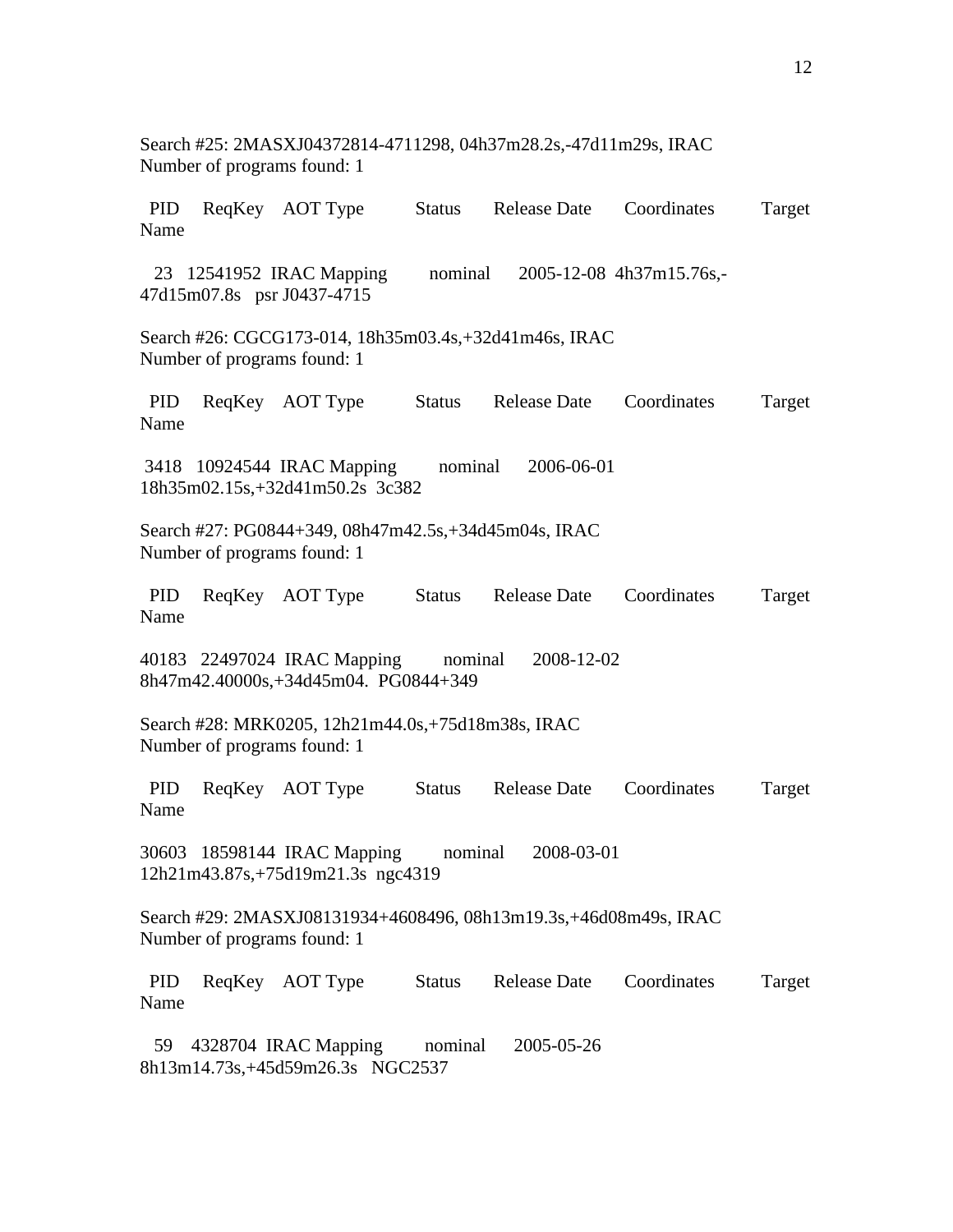Search #25: 2MASXJ04372814-4711298, 04h37m28.2s,-47d11m29s, IRAC
Number of programs found: 1

PID ReqKey AOT Type Status Release Date Coordinates Target Name

23 12541952 IRAC Mapping nominal 2005-12-08 4h37m15.76s,-47d15m07.8s psr J0437-4715

Search #26: CGCG173-014, 18h35m03.4s,+32d41m46s, IRAC
Number of programs found: 1

PID ReqKey AOT Type Status Release Date Coordinates Target Name

3418 10924544 IRAC Mapping nominal 2006-06-01 18h35m02.15s,+32d41m50.2s 3c382

Search #27: PG0844+349, 08h47m42.5s,+34d45m04s, IRAC
Number of programs found: 1

PID ReqKey AOT Type Status Release Date Coordinates Target Name

40183 22497024 IRAC Mapping nominal 2008-12-02 8h47m42.40000s,+34d45m04. PG0844+349

Search #28: MRK0205, 12h21m44.0s,+75d18m38s, IRAC
Number of programs found: 1

PID ReqKey AOT Type Status Release Date Coordinates Target Name

30603 18598144 IRAC Mapping nominal 2008-03-01 12h21m43.87s,+75d19m21.3s ngc4319

Search #29: 2MASXJ08131934+4608496, 08h13m19.3s,+46d08m49s, IRAC
Number of programs found: 1

PID ReqKey AOT Type Status Release Date Coordinates Target Name

59 4328704 IRAC Mapping nominal 2005-05-26 8h13m14.73s,+45d59m26.3s NGC2537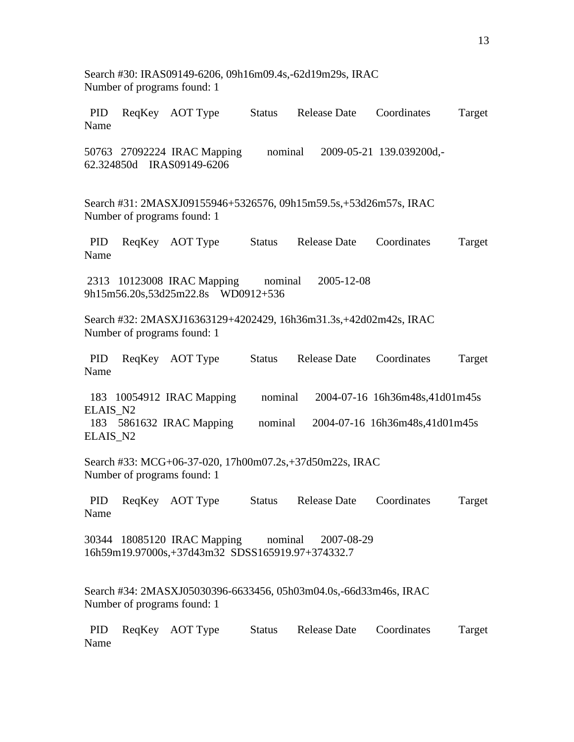Search #30: IRAS09149-6206, 09h16m09.4s,-62d19m29s, IRAC
Number of programs found: 1

| PID | ReqKey | AOT Type | Status | Release Date | Coordinates | Target Name |
|---|---|---|---|---|---|---|
| 50763 | 27092224 | IRAC Mapping | nominal | 2009-05-21 | 139.039200d,-62.324850d | IRAS09149-6206 |

Search #31: 2MASXJ09155946+5326576, 09h15m59.5s,+53d26m57s, IRAC
Number of programs found: 1

| PID | ReqKey | AOT Type | Status | Release Date | Coordinates | Target Name |
|---|---|---|---|---|---|---|
| 2313 | 10123008 | IRAC Mapping | nominal | 2005-12-08 | 9h15m56.20s,53d25m22.8s | WD0912+536 |

Search #32: 2MASXJ16363129+4202429, 16h36m31.3s,+42d02m42s, IRAC
Number of programs found: 1

| PID | ReqKey | AOT Type | Status | Release Date | Coordinates | Target Name |
|---|---|---|---|---|---|---|
| 183 | 10054912 | IRAC Mapping | nominal | 2004-07-16 | 16h36m48s,41d01m45s | ELAIS_N2 |
| 183 | 5861632 | IRAC Mapping | nominal | 2004-07-16 | 16h36m48s,41d01m45s | ELAIS_N2 |

Search #33: MCG+06-37-020, 17h00m07.2s,+37d50m22s, IRAC
Number of programs found: 1

| PID | ReqKey | AOT Type | Status | Release Date | Coordinates | Target Name |
|---|---|---|---|---|---|---|
| 30344 | 18085120 | IRAC Mapping | nominal | 2007-08-29 | 16h59m19.97000s,+37d43m32 | SDSS165919.97+374332.7 |

Search #34: 2MASXJ05030396-6633456, 05h03m04.0s,-66d33m46s, IRAC
Number of programs found: 1

| PID | ReqKey | AOT Type | Status | Release Date | Coordinates | Target Name |
|---|---|---|---|---|---|---|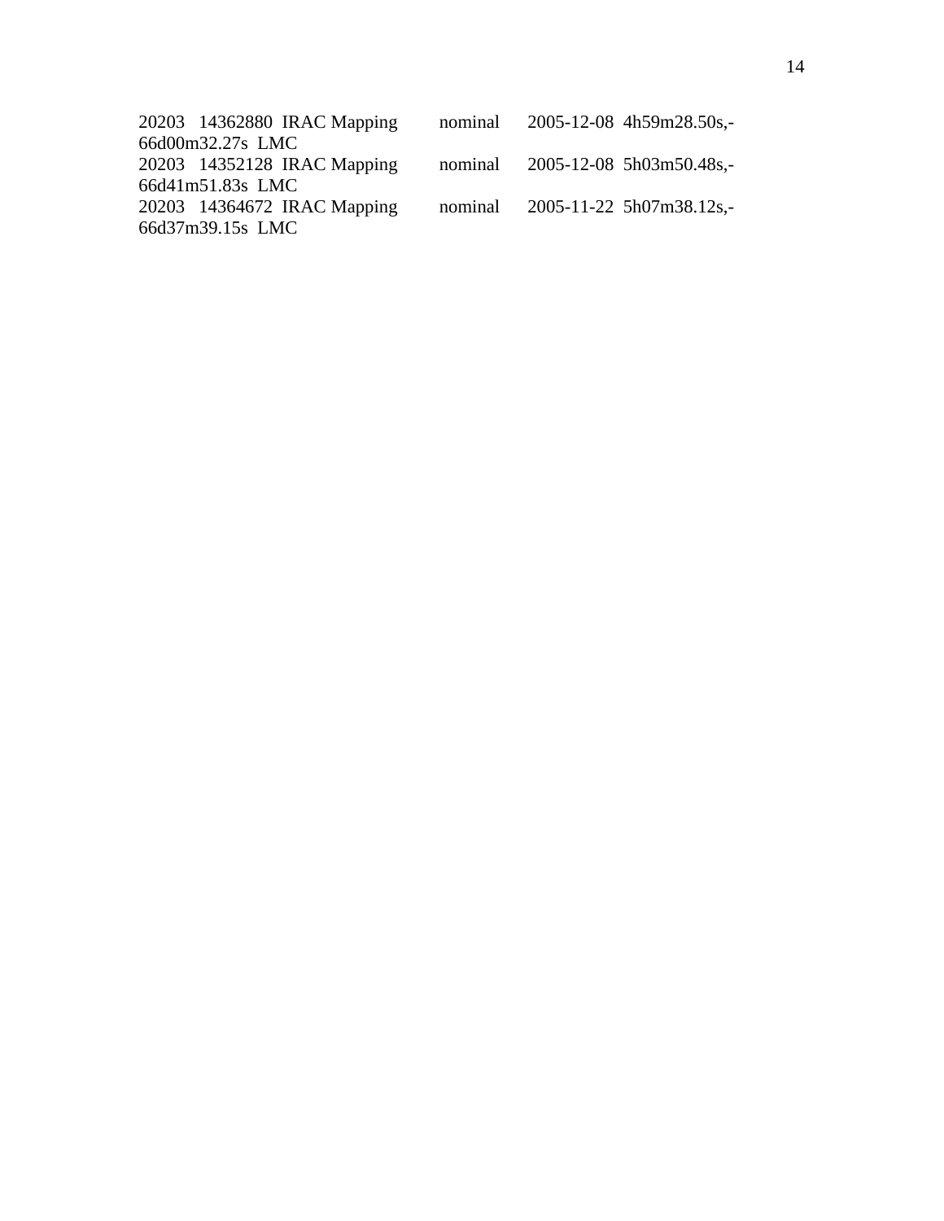| | | | | | | | |
|---|---|---|---|---|---|---|---|
| 20203 | 14362880 | IRAC Mapping | nominal | 2005-12-08 | 4h59m28.50s,-66d00m32.27s | LMC |
| 20203 | 14352128 | IRAC Mapping | nominal | 2005-12-08 | 5h03m50.48s,-66d41m51.83s | LMC |
| 20203 | 14364672 | IRAC Mapping | nominal | 2005-11-22 | 5h07m38.12s,-66d37m39.15s | LMC |